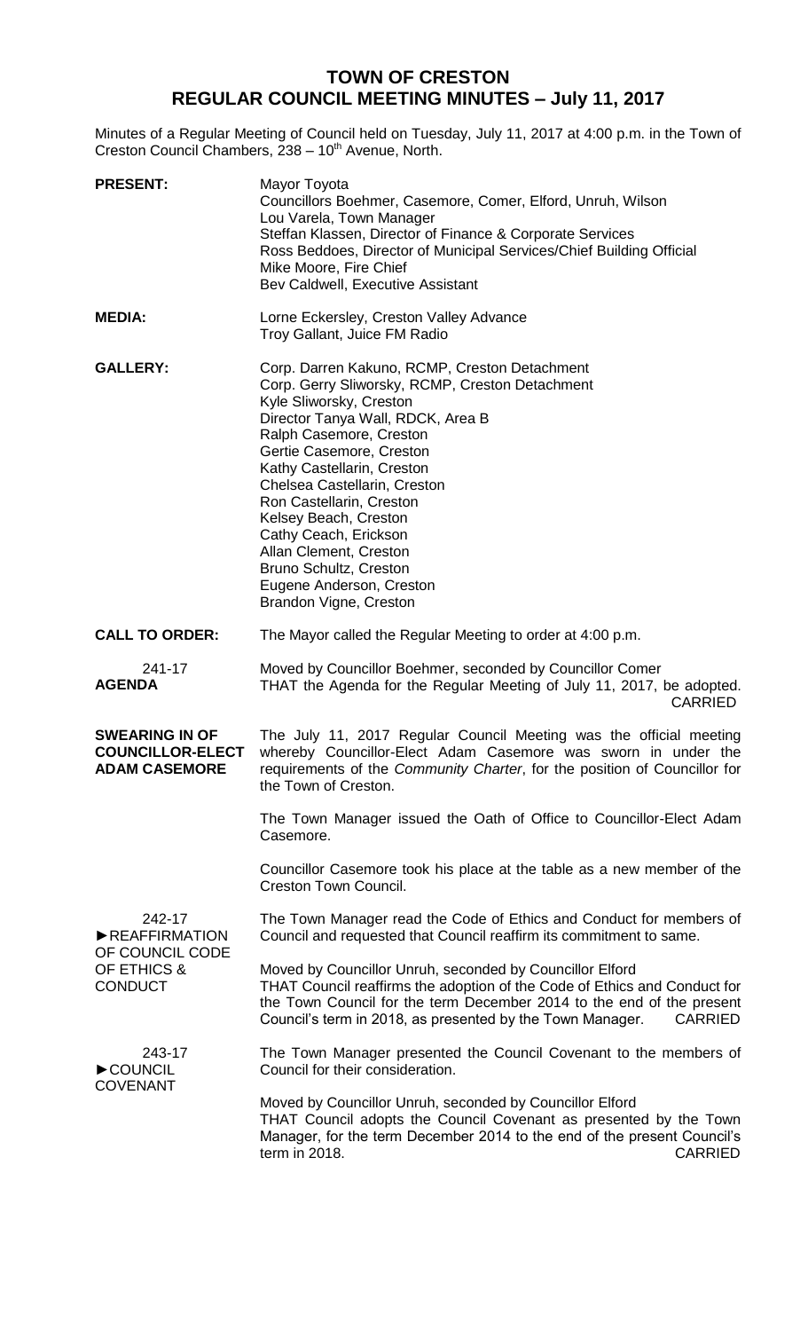# TOWN OF CRESTON
## REGULAR COUNCIL MEETING MINUTES – July 11, 2017

Minutes of a Regular Meeting of Council held on Tuesday, July 11, 2017 at 4:00 p.m. in the Town of Creston Council Chambers, 238 – 10th Avenue, North.

**PRESENT:**
Mayor Toyota
Councillors Boehmer, Casemore, Comer, Elford, Unruh, Wilson
Lou Varela, Town Manager
Steffan Klassen, Director of Finance & Corporate Services
Ross Beddoes, Director of Municipal Services/Chief Building Official
Mike Moore, Fire Chief
Bev Caldwell, Executive Assistant

**MEDIA:**
Lorne Eckersley, Creston Valley Advance
Troy Gallant, Juice FM Radio

**GALLERY:**
Corp. Darren Kakuno, RCMP, Creston Detachment
Corp. Gerry Sliworsky, RCMP, Creston Detachment
Kyle Sliworsky, Creston
Director Tanya Wall, RDCK, Area B
Ralph Casemore, Creston
Gertie Casemore, Creston
Kathy Castellarin, Creston
Chelsea Castellarin, Creston
Ron Castellarin, Creston
Kelsey Beach, Creston
Cathy Ceach, Erickson
Allan Clement, Creston
Bruno Schultz, Creston
Eugene Anderson, Creston
Brandon Vigne, Creston

**CALL TO ORDER:**
The Mayor called the Regular Meeting to order at 4:00 p.m.

**241-17 AGENDA**
Moved by Councillor Boehmer, seconded by Councillor Comer
THAT the Agenda for the Regular Meeting of July 11, 2017, be adopted.
CARRIED

**SWEARING IN OF COUNCILLOR-ELECT ADAM CASEMORE**
The July 11, 2017 Regular Council Meeting was the official meeting whereby Councillor-Elect Adam Casemore was sworn in under the requirements of the *Community Charter*, for the position of Councillor for the Town of Creston.

The Town Manager issued the Oath of Office to Councillor-Elect Adam Casemore.

Councillor Casemore took his place at the table as a new member of the Creston Town Council.

**242-17 ►REAFFIRMATION OF COUNCIL CODE OF ETHICS & CONDUCT**
The Town Manager read the Code of Ethics and Conduct for members of Council and requested that Council reaffirm its commitment to same.

Moved by Councillor Unruh, seconded by Councillor Elford
THAT Council reaffirms the adoption of the Code of Ethics and Conduct for the Town Council for the term December 2014 to the end of the present Council's term in 2018, as presented by the Town Manager.
CARRIED

**243-17 ►COUNCIL COVENANT**
The Town Manager presented the Council Covenant to the members of Council for their consideration.

Moved by Councillor Unruh, seconded by Councillor Elford
THAT Council adopts the Council Covenant as presented by the Town Manager, for the term December 2014 to the end of the present Council's term in 2018.
CARRIED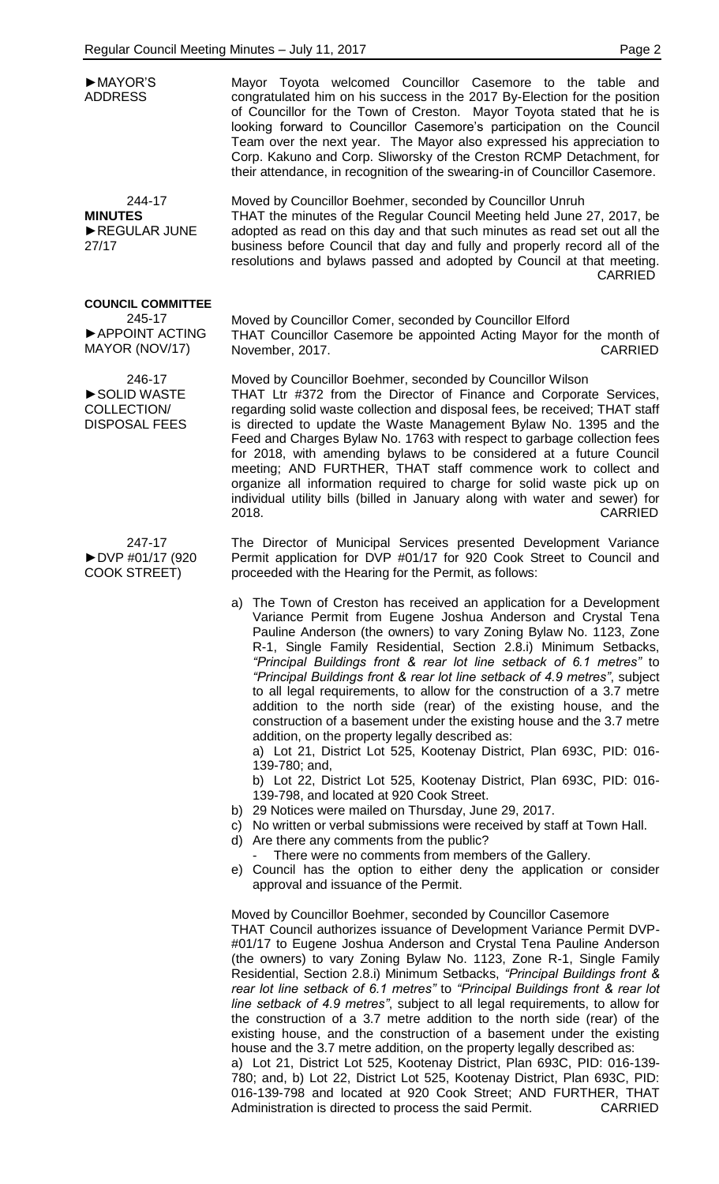**►MAYOR'S ADDRESS**

Mayor Toyota welcomed Councillor Casemore to the table and congratulated him on his success in the 2017 By-Election for the position of Councillor for the Town of Creston. Mayor Toyota stated that he is looking forward to Councillor Casemore's participation on the Council Team over the next year. The Mayor also expressed his appreciation to Corp. Kakuno and Corp. Sliworsky of the Creston RCMP Detachment, for their attendance, in recognition of the swearing-in of Councillor Casemore.

244-17
**MINUTES**
**►REGULAR JUNE 27/17**

Moved by Councillor Boehmer, seconded by Councillor Unruh
THAT the minutes of the Regular Council Meeting held June 27, 2017, be adopted as read on this day and that such minutes as read set out all the business before Council that day and fully and properly record all of the resolutions and bylaws passed and adopted by Council at that meeting.
CARRIED

**COUNCIL COMMITTEE**

245-17
**►APPOINT ACTING MAYOR (NOV/17)**

Moved by Councillor Comer, seconded by Councillor Elford
THAT Councillor Casemore be appointed Acting Mayor for the month of November, 2017.
CARRIED

246-17
**►SOLID WASTE COLLECTION/ DISPOSAL FEES**

Moved by Councillor Boehmer, seconded by Councillor Wilson
THAT Ltr #372 from the Director of Finance and Corporate Services, regarding solid waste collection and disposal fees, be received; THAT staff is directed to update the Waste Management Bylaw No. 1395 and the Feed and Charges Bylaw No. 1763 with respect to garbage collection fees for 2018, with amending bylaws to be considered at a future Council meeting; AND FURTHER, THAT staff commence work to collect and organize all information required to charge for solid waste pick up on individual utility bills (billed in January along with water and sewer) for 2018.
CARRIED

247-17
**►DVP #01/17 (920 COOK STREET)**

The Director of Municipal Services presented Development Variance Permit application for DVP #01/17 for 920 Cook Street to Council and proceeded with the Hearing for the Permit, as follows:

a) The Town of Creston has received an application for a Development Variance Permit from Eugene Joshua Anderson and Crystal Tena Pauline Anderson (the owners) to vary Zoning Bylaw No. 1123, Zone R-1, Single Family Residential, Section 2.8.i) Minimum Setbacks, *"Principal Buildings front & rear lot line setback of 6.1 metres"* to *"Principal Buildings front & rear lot line setback of 4.9 metres"*, subject to all legal requirements, to allow for the construction of a 3.7 metre addition to the north side (rear) of the existing house, and the construction of a basement under the existing house and the 3.7 metre addition, on the property legally described as:
a) Lot 21, District Lot 525, Kootenay District, Plan 693C, PID: 016-139-780; and,
b) Lot 22, District Lot 525, Kootenay District, Plan 693C, PID: 016-139-798, and located at 920 Cook Street.
b) 29 Notices were mailed on Thursday, June 29, 2017.
c) No written or verbal submissions were received by staff at Town Hall.
d) Are there any comments from the public?
   - There were no comments from members of the Gallery.
e) Council has the option to either deny the application or consider approval and issuance of the Permit.

Moved by Councillor Boehmer, seconded by Councillor Casemore
THAT Council authorizes issuance of Development Variance Permit DVP-#01/17 to Eugene Joshua Anderson and Crystal Tena Pauline Anderson (the owners) to vary Zoning Bylaw No. 1123, Zone R-1, Single Family Residential, Section 2.8.i) Minimum Setbacks, *"Principal Buildings front & rear lot line setback of 6.1 metres"* to *"Principal Buildings front & rear lot line setback of 4.9 metres"*, subject to all legal requirements, to allow for the construction of a 3.7 metre addition to the north side (rear) of the existing house, and the construction of a basement under the existing house and the 3.7 metre addition, on the property legally described as:
a) Lot 21, District Lot 525, Kootenay District, Plan 693C, PID: 016-139-780; and, b) Lot 22, District Lot 525, Kootenay District, Plan 693C, PID: 016-139-798 and located at 920 Cook Street; AND FURTHER, THAT Administration is directed to process the said Permit.
CARRIED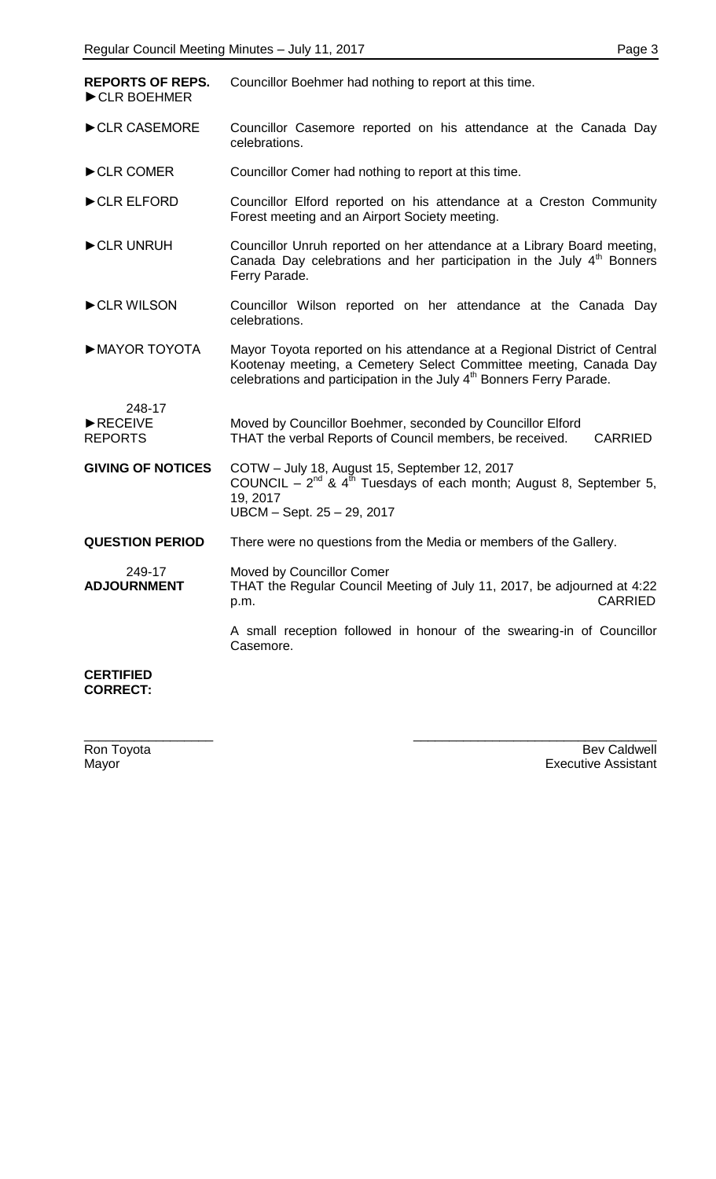**REPORTS OF REPS.**

►CLR BOEHMER
Councillor Boehmer had nothing to report at this time.

►CLR CASEMORE
Councillor Casemore reported on his attendance at the Canada Day celebrations.

►CLR COMER
Councillor Comer had nothing to report at this time.

►CLR ELFORD
Councillor Elford reported on his attendance at a Creston Community Forest meeting and an Airport Society meeting.

►CLR UNRUH
Councillor Unruh reported on her attendance at a Library Board meeting, Canada Day celebrations and her participation in the July 4th Bonners Ferry Parade.

►CLR WILSON
Councillor Wilson reported on her attendance at the Canada Day celebrations.

►MAYOR TOYOTA
Mayor Toyota reported on his attendance at a Regional District of Central Kootenay meeting, a Cemetery Select Committee meeting, Canada Day celebrations and participation in the July 4th Bonners Ferry Parade.

248-17
►RECEIVE REPORTS
Moved by Councillor Boehmer, seconded by Councillor Elford
THAT the verbal Reports of Council members, be received. CARRIED

**GIVING OF NOTICES**
COTW – July 18, August 15, September 12, 2017
COUNCIL – 2nd & 4th Tuesdays of each month; August 8, September 5, 19, 2017
UBCM – Sept. 25 – 29, 2017

**QUESTION PERIOD**
There were no questions from the Media or members of the Gallery.

249-17
**ADJOURNMENT**
Moved by Councillor Comer
THAT the Regular Council Meeting of July 11, 2017, be adjourned at 4:22 p.m. CARRIED

A small reception followed in honour of the swearing-in of Councillor Casemore.

**CERTIFIED CORRECT:**

\_\_\_\_\_\_\_\_\_\_\_\_\_\_\_\_\_\_
Ron Toyota
Mayor

\_\_\_\_\_\_\_\_\_\_\_\_\_\_\_\_\_\_
Bev Caldwell
Executive Assistant